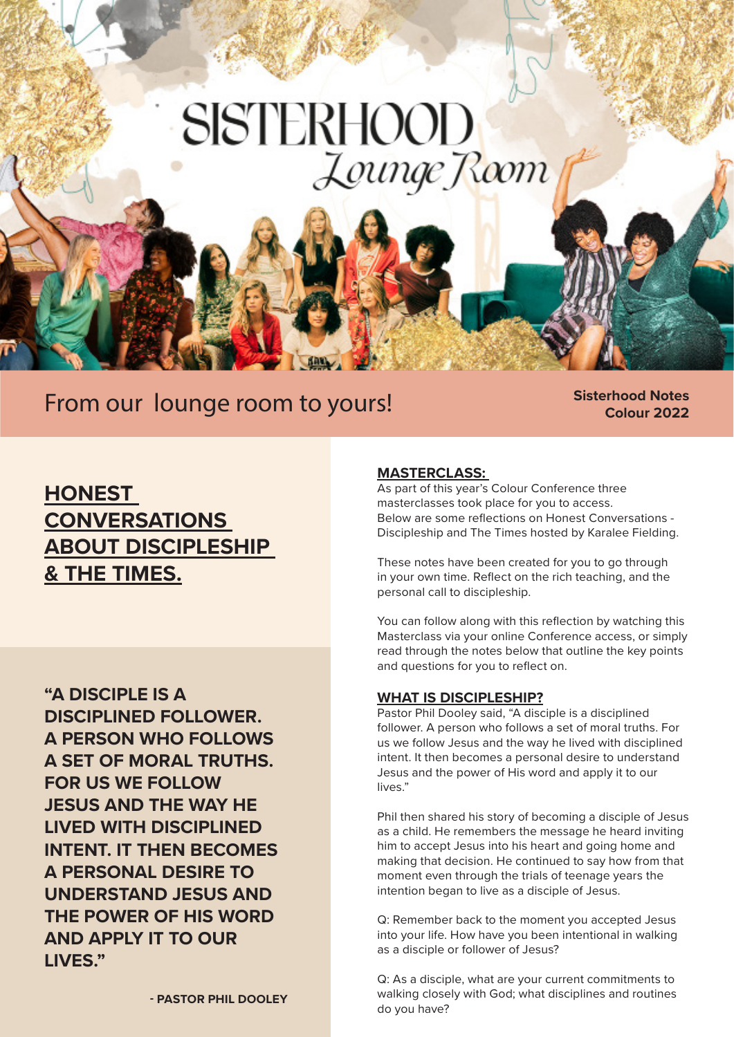# SISTERHOOD *Lounge Room*

From our lounge room to yours!

**Sisterhood Notes Colour 2022**

## HONEST CONVERSATIONS ABOUT DISCIPLESHIP & THE TIMES.

**"A DISCIPLE IS A DISCIPLINED FOLLOWER. A PERSON WHO FOLLOWS A SET OF MORAL TRUTHS. FOR US WE FOLLOW JESUS AND THE WAY HE LIVED WITH DISCIPLINED INTENT. IT THEN BECOMES A PERSONAL DESIRE TO UNDERSTAND JESUS AND THE POWER OF HIS WORD AND APPLY IT TO OUR LIVES."**

**- PASTOR PHIL DOOLEY**

### MASTERCLASS:

As part of this year's Colour Conference three masterclasses took place for you to access. Below are some reflections on Honest Conversations - Discipleship and The Times hosted by Karalee Fielding.

These notes have been created for you to go through in your own time. Reflect on the rich teaching, and the personal call to discipleship.

You can follow along with this reflection by watching this Masterclass via your online Conference access, or simply read through the notes below that outline the key points and questions for you to reflect on.

### WHAT IS DISCIPLESHIP?

Pastor Phil Dooley said, "A disciple is a disciplined follower. A person who follows a set of moral truths. For us we follow Jesus and the way he lived with disciplined intent. It then becomes a personal desire to understand Jesus and the power of His word and apply it to our lives."

Phil then shared his story of becoming a disciple of Jesus as a child. He remembers the message he heard inviting him to accept Jesus into his heart and going home and making that decision. He continued to say how from that moment even through the trials of teenage years the intention began to live as a disciple of Jesus.

Q: Remember back to the moment you accepted Jesus into your life. How have you been intentional in walking as a disciple or follower of Jesus?

Q: As a disciple, what are your current commitments to walking closely with God; what disciplines and routines do you have?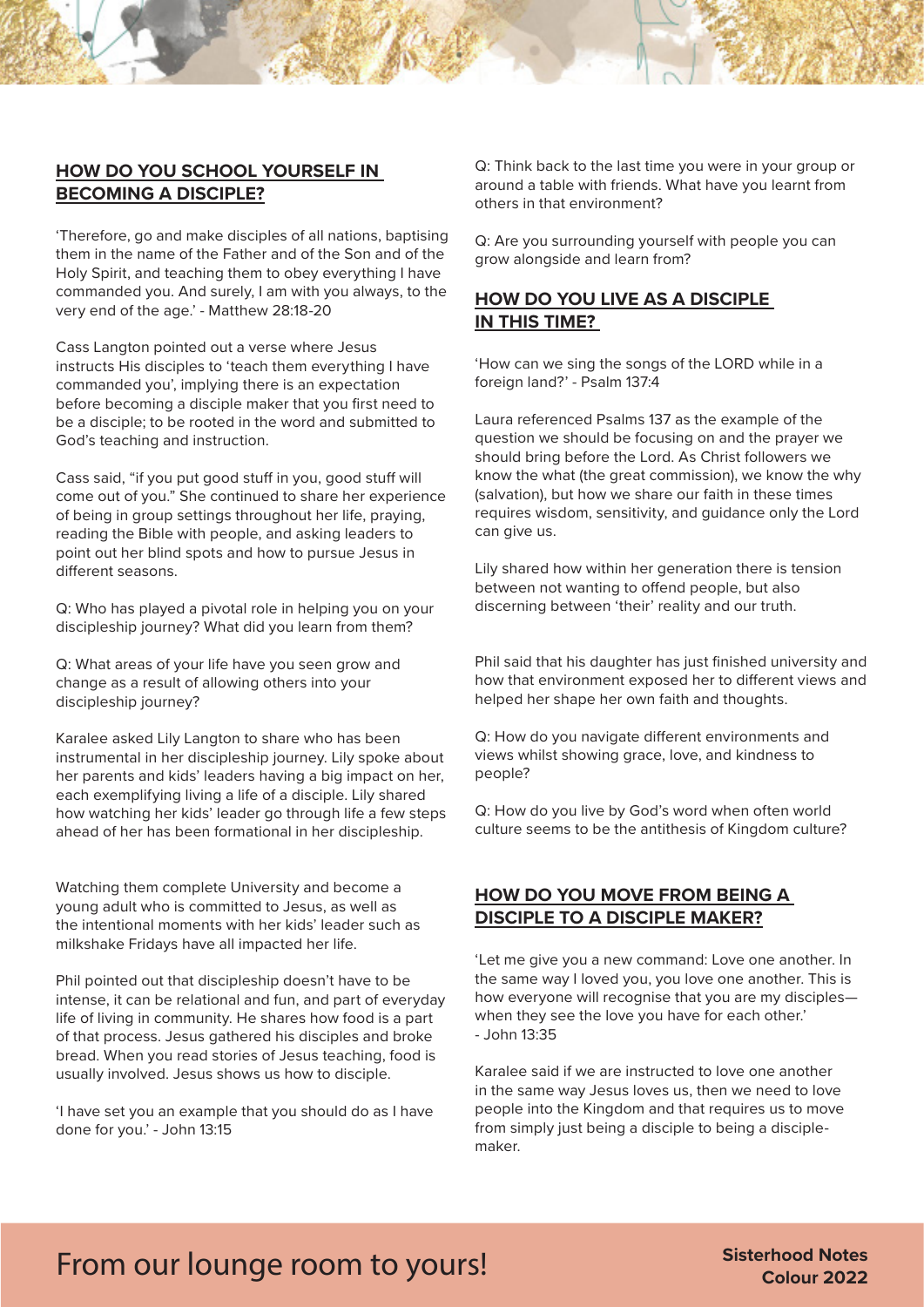## HOW DO YOU SCHOOL YOURSELF IN BECOMING A DISCIPLE?

'Therefore, go and make disciples of all nations, baptising them in the name of the Father and of the Son and of the Holy Spirit, and teaching them to obey everything I have commanded you. And surely, I am with you always, to the very end of the age.' - Matthew 28:18-20

Cass Langton pointed out a verse where Jesus instructs His disciples to 'teach them everything I have commanded you', implying there is an expectation before becoming a disciple maker that you first need to be a disciple; to be rooted in the word and submitted to God's teaching and instruction.

Cass said, "if you put good stuff in you, good stuff will come out of you." She continued to share her experience of being in group settings throughout her life, praying, reading the Bible with people, and asking leaders to point out her blind spots and how to pursue Jesus in different seasons.

Q: Who has played a pivotal role in helping you on your discipleship journey? What did you learn from them?

Q: What areas of your life have you seen grow and change as a result of allowing others into your discipleship journey?

Karalee asked Lily Langton to share who has been instrumental in her discipleship journey. Lily spoke about her parents and kids' leaders having a big impact on her, each exemplifying living a life of a disciple. Lily shared how watching her kids' leader go through life a few steps ahead of her has been formational in her discipleship.

Watching them complete University and become a young adult who is committed to Jesus, as well as the intentional moments with her kids' leader such as milkshake Fridays have all impacted her life.

Phil pointed out that discipleship doesn't have to be intense, it can be relational and fun, and part of everyday life of living in community. He shares how food is a part of that process. Jesus gathered his disciples and broke bread. When you read stories of Jesus teaching, food is usually involved. Jesus shows us how to disciple.

'I have set you an example that you should do as I have done for you.' - John 13:15

Q: Think back to the last time you were in your group or around a table with friends. What have you learnt from others in that environment?

Q: Are you surrounding yourself with people you can grow alongside and learn from?

## HOW DO YOU LIVE AS A DISCIPLE IN THIS TIME?

'How can we sing the songs of the LORD while in a foreign land?' - Psalm 137:4

Laura referenced Psalms 137 as the example of the question we should be focusing on and the prayer we should bring before the Lord. As Christ followers we know the what (the great commission), we know the why (salvation), but how we share our faith in these times requires wisdom, sensitivity, and guidance only the Lord can give us.

Lily shared how within her generation there is tension between not wanting to offend people, but also discerning between 'their' reality and our truth.

Phil said that his daughter has just finished university and how that environment exposed her to different views and helped her shape her own faith and thoughts.

Q: How do you navigate different environments and views whilst showing grace, love, and kindness to people?

Q: How do you live by God's word when often world culture seems to be the antithesis of Kingdom culture?

## HOW DO YOU MOVE FROM BEING A DISCIPLE TO A DISCIPLE MAKER?

'Let me give you a new command: Love one another. In the same way I loved you, you love one another. This is how everyone will recognise that you are my disciples—when they see the love you have for each other.' - John 13:35

Karalee said if we are instructed to love one another in the same way Jesus loves us, then we need to love people into the Kingdom and that requires us to move from simply just being a disciple to being a disciple-maker.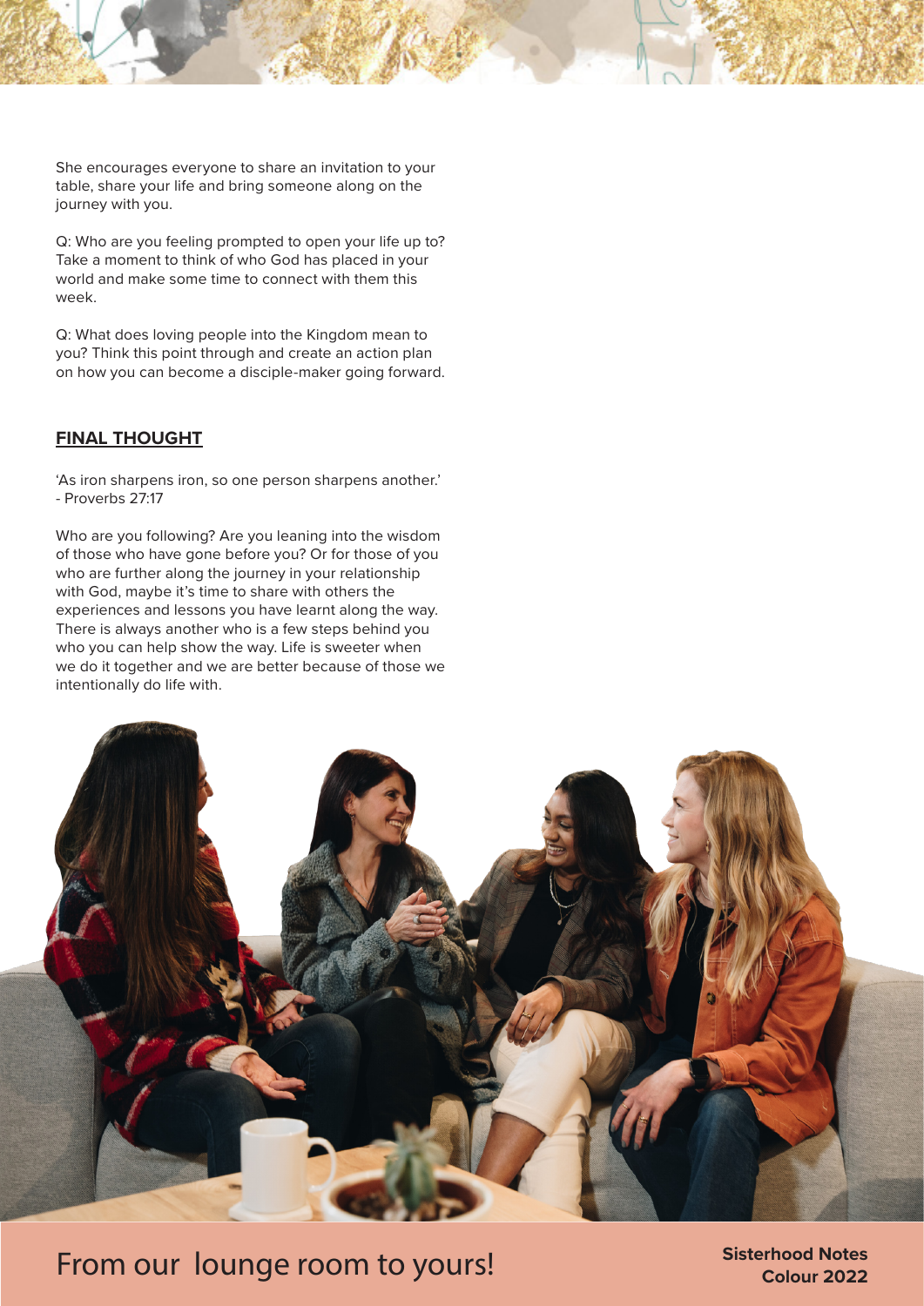She encourages everyone to share an invitation to your table, share your life and bring someone along on the journey with you.

Q: Who are you feeling prompted to open your life up to? Take a moment to think of who God has placed in your world and make some time to connect with them this week.

Q: What does loving people into the Kingdom mean to you? Think this point through and create an action plan on how you can become a disciple-maker going forward.

## FINAL THOUGHT

'As iron sharpens iron, so one person sharpens another.'
- Proverbs 27:17

Who are you following? Are you leaning into the wisdom of those who have gone before you? Or for those of you who are further along the journey in your relationship with God, maybe it's time to share with others the experiences and lessons you have learnt along the way. There is always another who is a few steps behind you who you can help show the way. Life is sweeter when we do it together and we are better because of those we intentionally do life with.

From our lounge room to yours!

**Sisterhood Notes**
**Colour 2022**